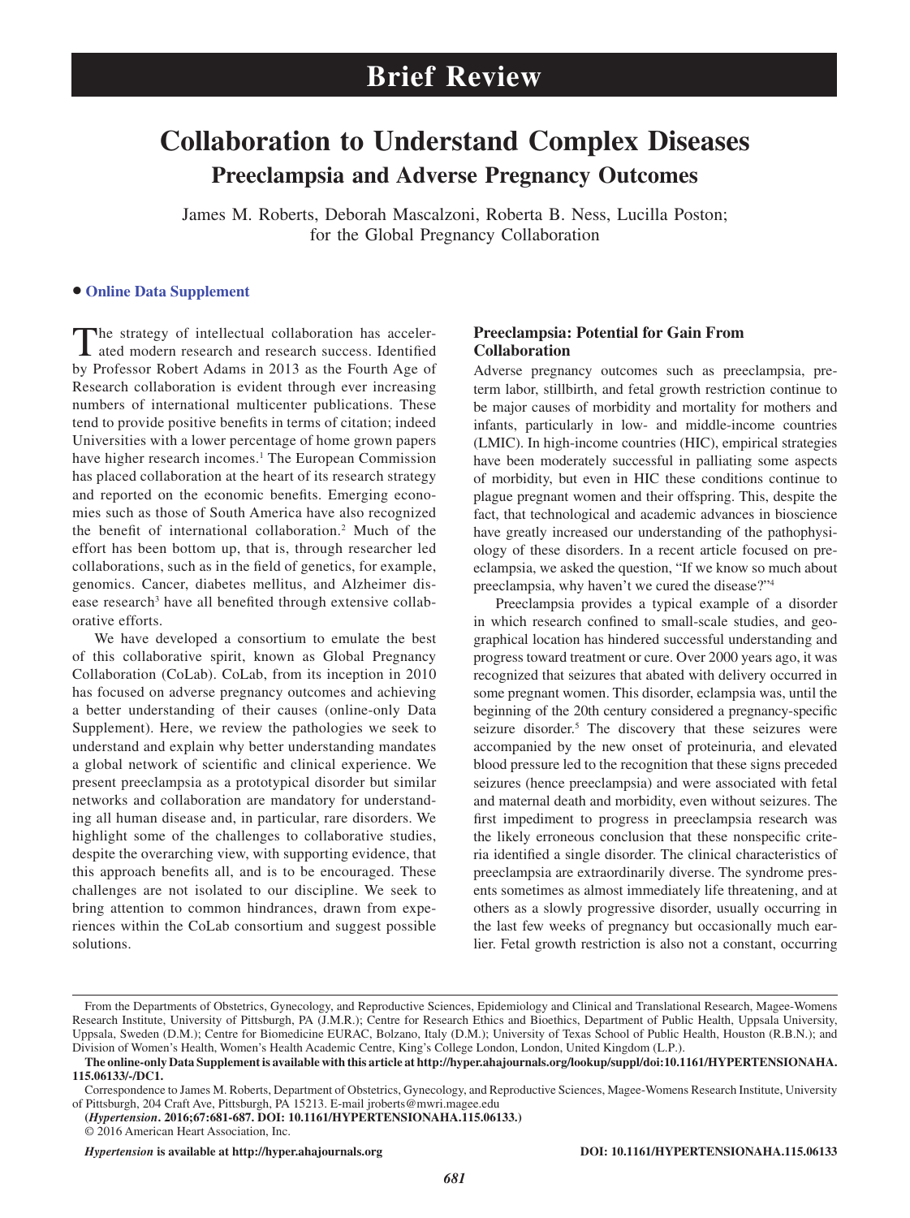# Brief Review

# Collaboration to Understand Complex Diseases

## Preeclampsia and Adverse Pregnancy Outcomes

James M. Roberts, Deborah Mascalzoni, Roberta B. Ness, Lucilla Poston; for the Global Pregnancy Collaboration

• **Online Data Supplement**

The strategy of intellectual collaboration has accelerated modern research and research success. Identified by Professor Robert Adams in 2013 as the Fourth Age of Research collaboration is evident through ever increasing numbers of international multicenter publications. These tend to provide positive benefits in terms of citation; indeed Universities with a lower percentage of home grown papers have higher research incomes.[1] The European Commission has placed collaboration at the heart of its research strategy and reported on the economic benefits. Emerging economies such as those of South America have also recognized the benefit of international collaboration.[2] Much of the effort has been bottom up, that is, through researcher led collaborations, such as in the field of genetics, for example, genomics. Cancer, diabetes mellitus, and Alzheimer disease research[3] have all benefited through extensive collaborative efforts.

We have developed a consortium to emulate the best of this collaborative spirit, known as Global Pregnancy Collaboration (CoLab). CoLab, from its inception in 2010 has focused on adverse pregnancy outcomes and achieving a better understanding of their causes (online-only Data Supplement). Here, we review the pathologies we seek to understand and explain why better understanding mandates a global network of scientific and clinical experience. We present preeclampsia as a prototypical disorder but similar networks and collaboration are mandatory for understanding all human disease and, in particular, rare disorders. We highlight some of the challenges to collaborative studies, despite the overarching view, with supporting evidence, that this approach benefits all, and is to be encouraged. These challenges are not isolated to our discipline. We seek to bring attention to common hindrances, drawn from experiences within the CoLab consortium and suggest possible solutions.

### Preeclampsia: Potential for Gain From Collaboration

Adverse pregnancy outcomes such as preeclampsia, preterm labor, stillbirth, and fetal growth restriction continue to be major causes of morbidity and mortality for mothers and infants, particularly in low- and middle-income countries (LMIC). In high-income countries (HIC), empirical strategies have been moderately successful in palliating some aspects of morbidity, but even in HIC these conditions continue to plague pregnant women and their offspring. This, despite the fact, that technological and academic advances in bioscience have greatly increased our understanding of the pathophysiology of these disorders. In a recent article focused on preeclampsia, we asked the question, "If we know so much about preeclampsia, why haven't we cured the disease?"[4]

Preeclampsia provides a typical example of a disorder in which research confined to small-scale studies, and geographical location has hindered successful understanding and progress toward treatment or cure. Over 2000 years ago, it was recognized that seizures that abated with delivery occurred in some pregnant women. This disorder, eclampsia was, until the beginning of the 20th century considered a pregnancy-specific seizure disorder.[5] The discovery that these seizures were accompanied by the new onset of proteinuria, and elevated blood pressure led to the recognition that these signs preceded seizures (hence preeclampsia) and were associated with fetal and maternal death and morbidity, even without seizures. The first impediment to progress in preeclampsia research was the likely erroneous conclusion that these nonspecific criteria identified a single disorder. The clinical characteristics of preeclampsia are extraordinarily diverse. The syndrome presents sometimes as almost immediately life threatening, and at others as a slowly progressive disorder, usually occurring in the last few weeks of pregnancy but occasionally much earlier. Fetal growth restriction is also not a constant, occurring

---

From the Departments of Obstetrics, Gynecology, and Reproductive Sciences, Epidemiology and Clinical and Translational Research, Magee-Womens Research Institute, University of Pittsburgh, PA (J.M.R.); Centre for Research Ethics and Bioethics, Department of Public Health, Uppsala University, Uppsala, Sweden (D.M.); Centre for Biomedicine EURAC, Bolzano, Italy (D.M.); University of Texas School of Public Health, Houston (R.B.N.); and Division of Women's Health, Women's Health Academic Centre, King's College London, London, United Kingdom (L.P.).

**The online-only Data Supplement is available with this article at http://hyper.ahajournals.org/lookup/suppl/doi:10.1161/HYPERTENSIONAHA.115.06133/-/DC1.**

Correspondence to James M. Roberts, Department of Obstetrics, Gynecology, and Reproductive Sciences, Magee-Womens Research Institute, University of Pittsburgh, 204 Craft Ave, Pittsburgh, PA 15213. E-mail jroberts@mwri.magee.edu

(*Hypertension*. 2016;67:681-687. DOI: 10.1161/HYPERTENSIONAHA.115.06133.)

© 2016 American Heart Association, Inc.

*Hypertension* is available at http://hyper.ahajournals.org DOI: 10.1161/HYPERTENSIONAHA.115.06133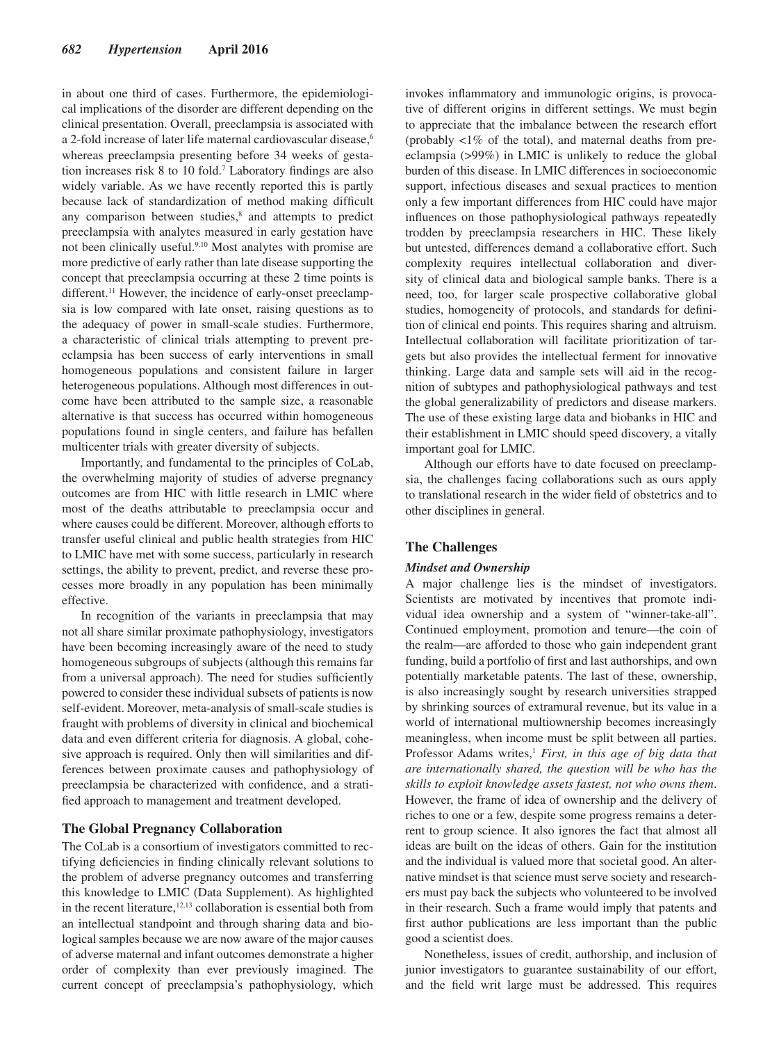in about one third of cases. Furthermore, the epidemiological implications of the disorder are different depending on the clinical presentation. Overall, preeclampsia is associated with a 2-fold increase of later life maternal cardiovascular disease,[6] whereas preeclampsia presenting before 34 weeks of gestation increases risk 8 to 10 fold.[7] Laboratory findings are also widely variable. As we have recently reported this is partly because lack of standardization of method making difficult any comparison between studies,[8] and attempts to predict preeclampsia with analytes measured in early gestation have not been clinically useful.[9,10] Most analytes with promise are more predictive of early rather than late disease supporting the concept that preeclampsia occurring at these 2 time points is different.[11] However, the incidence of early-onset preeclampsia is low compared with late onset, raising questions as to the adequacy of power in small-scale studies. Furthermore, a characteristic of clinical trials attempting to prevent preeclampsia has been success of early interventions in small homogeneous populations and consistent failure in larger heterogeneous populations. Although most differences in outcome have been attributed to the sample size, a reasonable alternative is that success has occurred within homogeneous populations found in single centers, and failure has befallen multicenter trials with greater diversity of subjects.

Importantly, and fundamental to the principles of CoLab, the overwhelming majority of studies of adverse pregnancy outcomes are from HIC with little research in LMIC where most of the deaths attributable to preeclampsia occur and where causes could be different. Moreover, although efforts to transfer useful clinical and public health strategies from HIC to LMIC have met with some success, particularly in research settings, the ability to prevent, predict, and reverse these processes more broadly in any population has been minimally effective.

In recognition of the variants in preeclampsia that may not all share similar proximate pathophysiology, investigators have been becoming increasingly aware of the need to study homogeneous subgroups of subjects (although this remains far from a universal approach). The need for studies sufficiently powered to consider these individual subsets of patients is now self-evident. Moreover, meta-analysis of small-scale studies is fraught with problems of diversity in clinical and biochemical data and even different criteria for diagnosis. A global, cohesive approach is required. Only then will similarities and differences between proximate causes and pathophysiology of preeclampsia be characterized with confidence, and a stratified approach to management and treatment developed.

## The Global Pregnancy Collaboration

The CoLab is a consortium of investigators committed to rectifying deficiencies in finding clinically relevant solutions to the problem of adverse pregnancy outcomes and transferring this knowledge to LMIC (Data Supplement). As highlighted in the recent literature,[12,13] collaboration is essential both from an intellectual standpoint and through sharing data and biological samples because we are now aware of the major causes of adverse maternal and infant outcomes demonstrate a higher order of complexity than ever previously imagined. The current concept of preeclampsia's pathophysiology, which invokes inflammatory and immunologic origins, is provocative of different origins in different settings. We must begin to appreciate that the imbalance between the research effort (probably <1% of the total), and maternal deaths from preeclampsia (>99%) in LMIC is unlikely to reduce the global burden of this disease. In LMIC differences in socioeconomic support, infectious diseases and sexual practices to mention only a few important differences from HIC could have major influences on those pathophysiological pathways repeatedly trodden by preeclampsia researchers in HIC. These likely but untested, differences demand a collaborative effort. Such complexity requires intellectual collaboration and diversity of clinical data and biological sample banks. There is a need, too, for larger scale prospective collaborative global studies, homogeneity of protocols, and standards for definition of clinical end points. This requires sharing and altruism. Intellectual collaboration will facilitate prioritization of targets but also provides the intellectual ferment for innovative thinking. Large data and sample sets will aid in the recognition of subtypes and pathophysiological pathways and test the global generalizability of predictors and disease markers. The use of these existing large data and biobanks in HIC and their establishment in LMIC should speed discovery, a vitally important goal for LMIC.

Although our efforts have to date focused on preeclampsia, the challenges facing collaborations such as ours apply to translational research in the wider field of obstetrics and to other disciplines in general.

## The Challenges

### Mindset and Ownership

A major challenge lies is the mindset of investigators. Scientists are motivated by incentives that promote individual idea ownership and a system of "winner-take-all". Continued employment, promotion and tenure—the coin of the realm—are afforded to those who gain independent grant funding, build a portfolio of first and last authorships, and own potentially marketable patents. The last of these, ownership, is also increasingly sought by research universities strapped by shrinking sources of extramural revenue, but its value in a world of international multiownership becomes increasingly meaningless, when income must be split between all parties. Professor Adams writes,[1] *First, in this age of big data that are internationally shared, the question will be who has the skills to exploit knowledge assets fastest, not who owns them.* However, the frame of idea of ownership and the delivery of riches to one or a few, despite some progress remains a deterrent to group science. It also ignores the fact that almost all ideas are built on the ideas of others. Gain for the institution and the individual is valued more that societal good. An alternative mindset is that science must serve society and researchers must pay back the subjects who volunteered to be involved in their research. Such a frame would imply that patents and first author publications are less important than the public good a scientist does.

Nonetheless, issues of credit, authorship, and inclusion of junior investigators to guarantee sustainability of our effort, and the field writ large must be addressed. This requires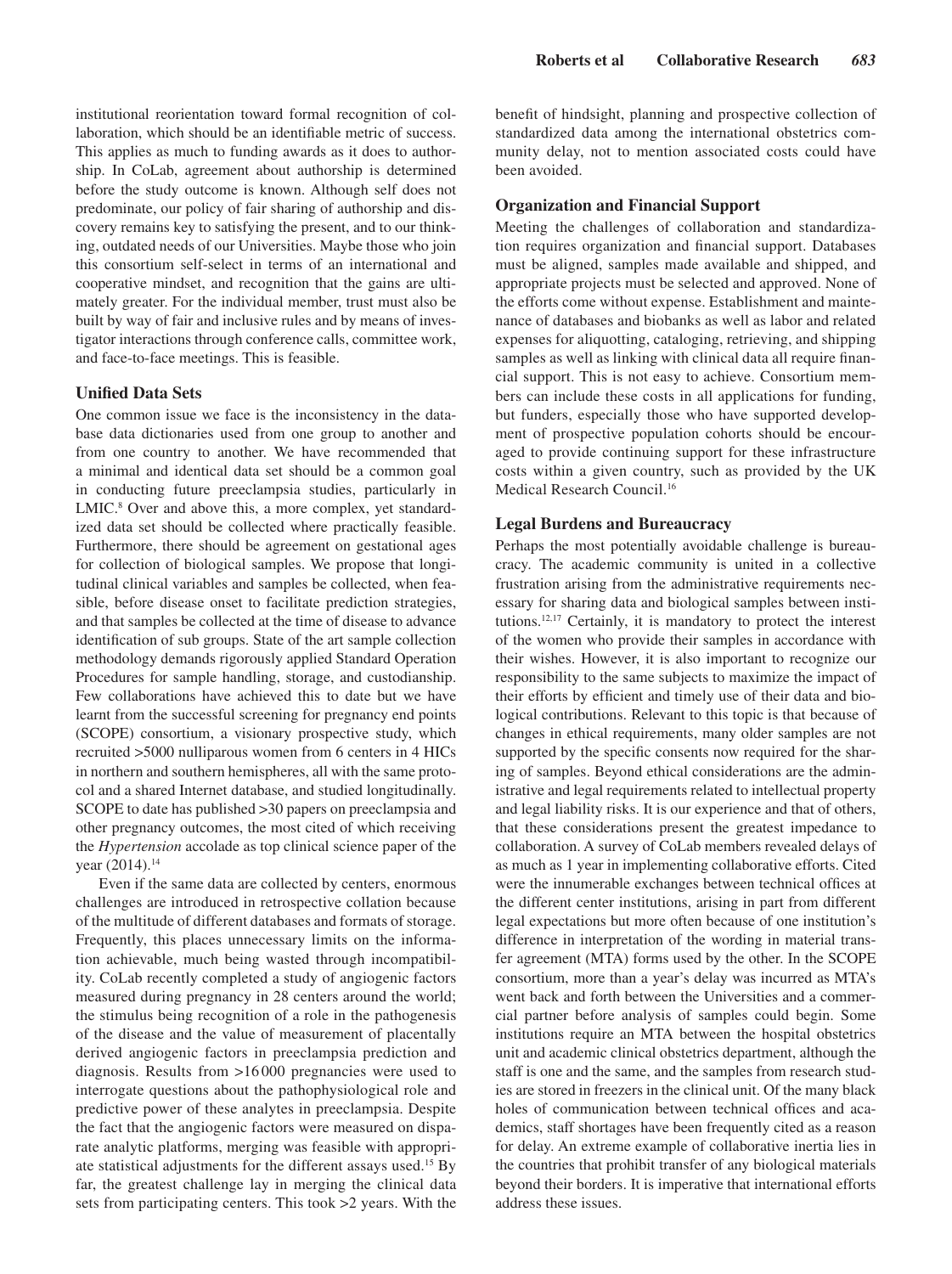institutional reorientation toward formal recognition of collaboration, which should be an identifiable metric of success. This applies as much to funding awards as it does to authorship. In CoLab, agreement about authorship is determined before the study outcome is known. Although self does not predominate, our policy of fair sharing of authorship and discovery remains key to satisfying the present, and to our thinking, outdated needs of our Universities. Maybe those who join this consortium self-select in terms of an international and cooperative mindset, and recognition that the gains are ultimately greater. For the individual member, trust must also be built by way of fair and inclusive rules and by means of investigator interactions through conference calls, committee work, and face-to-face meetings. This is feasible.

### Unified Data Sets

One common issue we face is the inconsistency in the database data dictionaries used from one group to another and from one country to another. We have recommended that a minimal and identical data set should be a common goal in conducting future preeclampsia studies, particularly in LMIC.[8] Over and above this, a more complex, yet standardized data set should be collected where practically feasible. Furthermore, there should be agreement on gestational ages for collection of biological samples. We propose that longitudinal clinical variables and samples be collected, when feasible, before disease onset to facilitate prediction strategies, and that samples be collected at the time of disease to advance identification of sub groups. State of the art sample collection methodology demands rigorously applied Standard Operation Procedures for sample handling, storage, and custodianship. Few collaborations have achieved this to date but we have learnt from the successful screening for pregnancy end points (SCOPE) consortium, a visionary prospective study, which recruited >5000 nulliparous women from 6 centers in 4 HICs in northern and southern hemispheres, all with the same protocol and a shared Internet database, and studied longitudinally. SCOPE to date has published >30 papers on preeclampsia and other pregnancy outcomes, the most cited of which receiving the *Hypertension* accolade as top clinical science paper of the year (2014).[14]

Even if the same data are collected by centers, enormous challenges are introduced in retrospective collation because of the multitude of different databases and formats of storage. Frequently, this places unnecessary limits on the information achievable, much being wasted through incompatibility. CoLab recently completed a study of angiogenic factors measured during pregnancy in 28 centers around the world; the stimulus being recognition of a role in the pathogenesis of the disease and the value of measurement of placentally derived angiogenic factors in preeclampsia prediction and diagnosis. Results from >16 000 pregnancies were used to interrogate questions about the pathophysiological role and predictive power of these analytes in preeclampsia. Despite the fact that the angiogenic factors were measured on disparate analytic platforms, merging was feasible with appropriate statistical adjustments for the different assays used.[15] By far, the greatest challenge lay in merging the clinical data sets from participating centers. This took >2 years. With the benefit of hindsight, planning and prospective collection of standardized data among the international obstetrics community delay, not to mention associated costs could have been avoided.

### Organization and Financial Support

Meeting the challenges of collaboration and standardization requires organization and financial support. Databases must be aligned, samples made available and shipped, and appropriate projects must be selected and approved. None of the efforts come without expense. Establishment and maintenance of databases and biobanks as well as labor and related expenses for aliquotting, cataloging, retrieving, and shipping samples as well as linking with clinical data all require financial support. This is not easy to achieve. Consortium members can include these costs in all applications for funding, but funders, especially those who have supported development of prospective population cohorts should be encouraged to provide continuing support for these infrastructure costs within a given country, such as provided by the UK Medical Research Council.[16]

### Legal Burdens and Bureaucracy

Perhaps the most potentially avoidable challenge is bureaucracy. The academic community is united in a collective frustration arising from the administrative requirements necessary for sharing data and biological samples between institutions.[12,17] Certainly, it is mandatory to protect the interest of the women who provide their samples in accordance with their wishes. However, it is also important to recognize our responsibility to the same subjects to maximize the impact of their efforts by efficient and timely use of their data and biological contributions. Relevant to this topic is that because of changes in ethical requirements, many older samples are not supported by the specific consents now required for the sharing of samples. Beyond ethical considerations are the administrative and legal requirements related to intellectual property and legal liability risks. It is our experience and that of others, that these considerations present the greatest impedance to collaboration. A survey of CoLab members revealed delays of as much as 1 year in implementing collaborative efforts. Cited were the innumerable exchanges between technical offices at the different center institutions, arising in part from different legal expectations but more often because of one institution's difference in interpretation of the wording in material transfer agreement (MTA) forms used by the other. In the SCOPE consortium, more than a year's delay was incurred as MTA's went back and forth between the Universities and a commercial partner before analysis of samples could begin. Some institutions require an MTA between the hospital obstetrics unit and academic clinical obstetrics department, although the staff is one and the same, and the samples from research studies are stored in freezers in the clinical unit. Of the many black holes of communication between technical offices and academics, staff shortages have been frequently cited as a reason for delay. An extreme example of collaborative inertia lies in the countries that prohibit transfer of any biological materials beyond their borders. It is imperative that international efforts address these issues.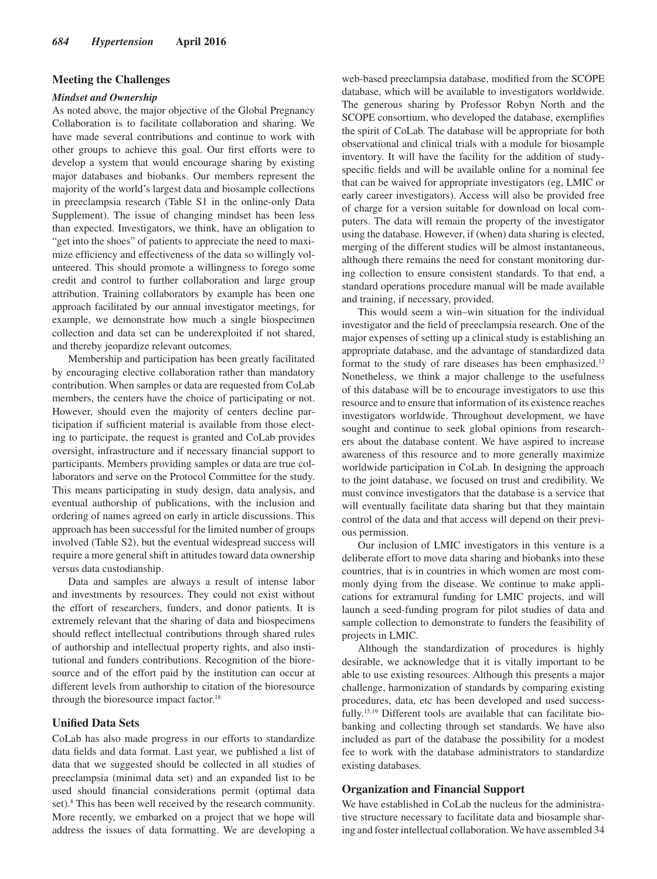## Meeting the Challenges

### *Mindset and Ownership*

As noted above, the major objective of the Global Pregnancy Collaboration is to facilitate collaboration and sharing. We have made several contributions and continue to work with other groups to achieve this goal. Our first efforts were to develop a system that would encourage sharing by existing major databases and biobanks. Our members represent the majority of the world's largest data and biosample collections in preeclampsia research (Table S1 in the online-only Data Supplement). The issue of changing mindset has been less than expected. Investigators, we think, have an obligation to "get into the shoes" of patients to appreciate the need to maximize efficiency and effectiveness of the data so willingly volunteered. This should promote a willingness to forego some credit and control to further collaboration and large group attribution. Training collaborators by example has been one approach facilitated by our annual investigator meetings, for example, we demonstrate how much a single biospecimen collection and data set can be underexploited if not shared, and thereby jeopardize relevant outcomes.

Membership and participation has been greatly facilitated by encouraging elective collaboration rather than mandatory contribution. When samples or data are requested from CoLab members, the centers have the choice of participating or not. However, should even the majority of centers decline participation if sufficient material is available from those electing to participate, the request is granted and CoLab provides oversight, infrastructure and if necessary financial support to participants. Members providing samples or data are true collaborators and serve on the Protocol Committee for the study. This means participating in study design, data analysis, and eventual authorship of publications, with the inclusion and ordering of names agreed on early in article discussions. This approach has been successful for the limited number of groups involved (Table S2), but the eventual widespread success will require a more general shift in attitudes toward data ownership versus data custodianship.

Data and samples are always a result of intense labor and investments by resources. They could not exist without the effort of researchers, funders, and donor patients. It is extremely relevant that the sharing of data and biospecimens should reflect intellectual contributions through shared rules of authorship and intellectual property rights, and also institutional and funders contributions. Recognition of the bioresource and of the effort paid by the institution can occur at different levels from authorship to citation of the bioresource through the bioresource impact factor.[18]

## Unified Data Sets

CoLab has also made progress in our efforts to standardize data fields and data format. Last year, we published a list of data that we suggested should be collected in all studies of preeclampsia (minimal data set) and an expanded list to be used should financial considerations permit (optimal data set).[8] This has been well received by the research community. More recently, we embarked on a project that we hope will address the issues of data formatting. We are developing a web-based preeclampsia database, modified from the SCOPE database, which will be available to investigators worldwide. The generous sharing by Professor Robyn North and the SCOPE consortium, who developed the database, exemplifies the spirit of CoLab. The database will be appropriate for both observational and clinical trials with a module for biosample inventory. It will have the facility for the addition of study-specific fields and will be available online for a nominal fee that can be waived for appropriate investigators (eg, LMIC or early career investigators). Access will also be provided free of charge for a version suitable for download on local computers. The data will remain the property of the investigator using the database. However, if (when) data sharing is elected, merging of the different studies will be almost instantaneous, although there remains the need for constant monitoring during collection to ensure consistent standards. To that end, a standard operations procedure manual will be made available and training, if necessary, provided.

This would seem a win–win situation for the individual investigator and the field of preeclampsia research. One of the major expenses of setting up a clinical study is establishing an appropriate database, and the advantage of standardized data format to the study of rare diseases has been emphasized.[12] Nonetheless, we think a major challenge to the usefulness of this database will be to encourage investigators to use this resource and to ensure that information of its existence reaches investigators worldwide. Throughout development, we have sought and continue to seek global opinions from researchers about the database content. We have aspired to increase awareness of this resource and to more generally maximize worldwide participation in CoLab. In designing the approach to the joint database, we focused on trust and credibility. We must convince investigators that the database is a service that will eventually facilitate data sharing but that they maintain control of the data and that access will depend on their previous permission.

Our inclusion of LMIC investigators in this venture is a deliberate effort to move data sharing and biobanks into these countries, that is in countries in which women are most commonly dying from the disease. We continue to make applications for extramural funding for LMIC projects, and will launch a seed-funding program for pilot studies of data and sample collection to demonstrate to funders the feasibility of projects in LMIC.

Although the standardization of procedures is highly desirable, we acknowledge that it is vitally important to be able to use existing resources. Although this presents a major challenge, harmonization of standards by comparing existing procedures, data, etc has been developed and used successfully.[15,19] Different tools are available that can facilitate biobanking and collecting through set standards. We have also included as part of the database the possibility for a modest fee to work with the database administrators to standardize existing databases.

## Organization and Financial Support

We have established in CoLab the nucleus for the administrative structure necessary to facilitate data and biosample sharing and foster intellectual collaboration. We have assembled 34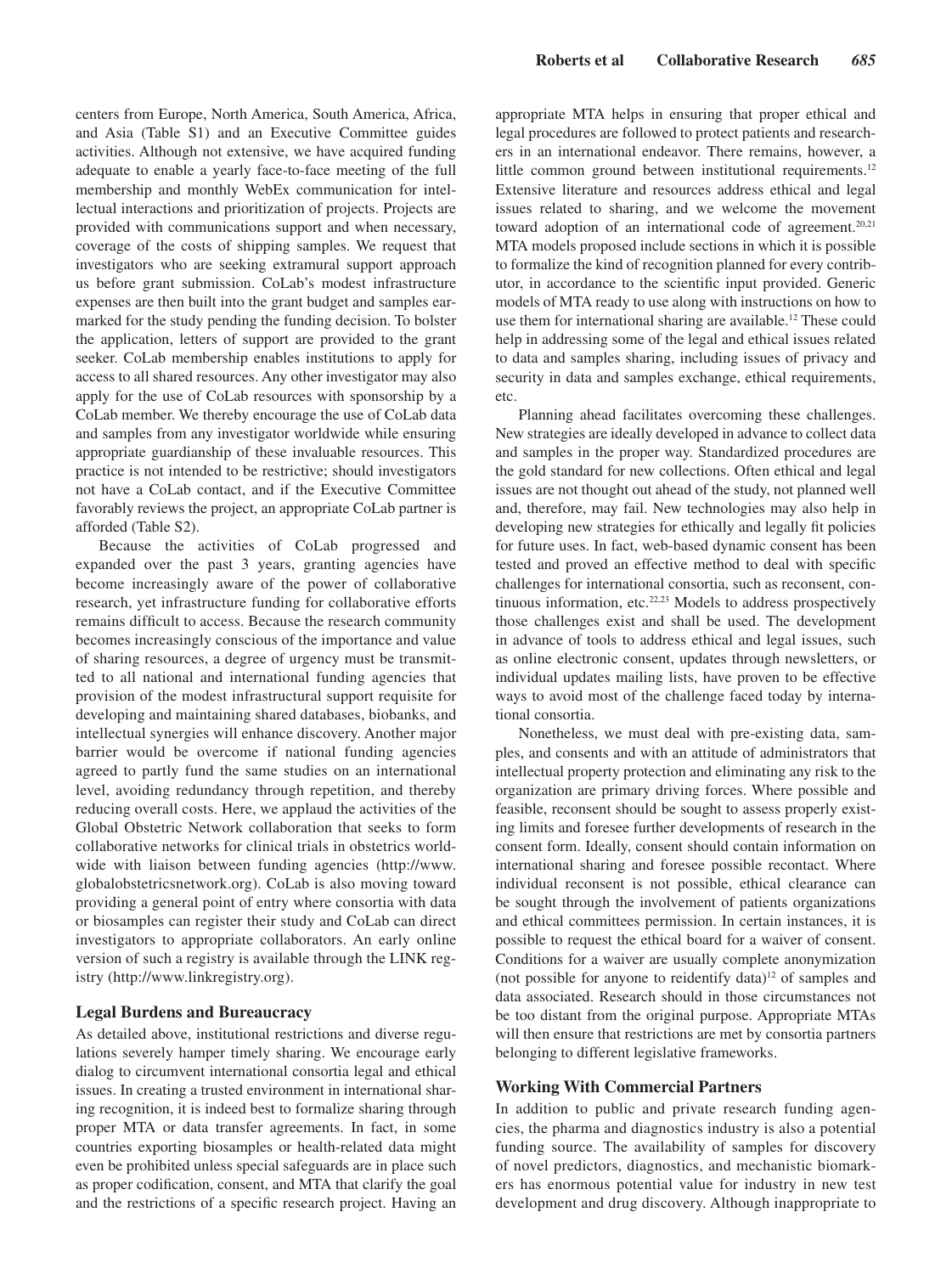centers from Europe, North America, South America, Africa, and Asia (Table S1) and an Executive Committee guides activities. Although not extensive, we have acquired funding adequate to enable a yearly face-to-face meeting of the full membership and monthly WebEx communication for intellectual interactions and prioritization of projects. Projects are provided with communications support and when necessary, coverage of the costs of shipping samples. We request that investigators who are seeking extramural support approach us before grant submission. CoLab's modest infrastructure expenses are then built into the grant budget and samples earmarked for the study pending the funding decision. To bolster the application, letters of support are provided to the grant seeker. CoLab membership enables institutions to apply for access to all shared resources. Any other investigator may also apply for the use of CoLab resources with sponsorship by a CoLab member. We thereby encourage the use of CoLab data and samples from any investigator worldwide while ensuring appropriate guardianship of these invaluable resources. This practice is not intended to be restrictive; should investigators not have a CoLab contact, and if the Executive Committee favorably reviews the project, an appropriate CoLab partner is afforded (Table S2).

Because the activities of CoLab progressed and expanded over the past 3 years, granting agencies have become increasingly aware of the power of collaborative research, yet infrastructure funding for collaborative efforts remains difficult to access. Because the research community becomes increasingly conscious of the importance and value of sharing resources, a degree of urgency must be transmitted to all national and international funding agencies that provision of the modest infrastructural support requisite for developing and maintaining shared databases, biobanks, and intellectual synergies will enhance discovery. Another major barrier would be overcome if national funding agencies agreed to partly fund the same studies on an international level, avoiding redundancy through repetition, and thereby reducing overall costs. Here, we applaud the activities of the Global Obstetric Network collaboration that seeks to form collaborative networks for clinical trials in obstetrics worldwide with liaison between funding agencies (http://www.globalobstetricsnetwork.org). CoLab is also moving toward providing a general point of entry where consortia with data or biosamples can register their study and CoLab can direct investigators to appropriate collaborators. An early online version of such a registry is available through the LINK registry (http://www.linkregistry.org).

### Legal Burdens and Bureaucracy

As detailed above, institutional restrictions and diverse regulations severely hamper timely sharing. We encourage early dialog to circumvent international consortia legal and ethical issues. In creating a trusted environment in international sharing recognition, it is indeed best to formalize sharing through proper MTA or data transfer agreements. In fact, in some countries exporting biosamples or health-related data might even be prohibited unless special safeguards are in place such as proper codification, consent, and MTA that clarify the goal and the restrictions of a specific research project. Having an appropriate MTA helps in ensuring that proper ethical and legal procedures are followed to protect patients and researchers in an international endeavor. There remains, however, a little common ground between institutional requirements.[12] Extensive literature and resources address ethical and legal issues related to sharing, and we welcome the movement toward adoption of an international code of agreement.[20,21] MTA models proposed include sections in which it is possible to formalize the kind of recognition planned for every contributor, in accordance to the scientific input provided. Generic models of MTA ready to use along with instructions on how to use them for international sharing are available.[12] These could help in addressing some of the legal and ethical issues related to data and samples sharing, including issues of privacy and security in data and samples exchange, ethical requirements, etc.

Planning ahead facilitates overcoming these challenges. New strategies are ideally developed in advance to collect data and samples in the proper way. Standardized procedures are the gold standard for new collections. Often ethical and legal issues are not thought out ahead of the study, not planned well and, therefore, may fail. New technologies may also help in developing new strategies for ethically and legally fit policies for future uses. In fact, web-based dynamic consent has been tested and proved an effective method to deal with specific challenges for international consortia, such as reconsent, continuous information, etc.[22,23] Models to address prospectively those challenges exist and shall be used. The development in advance of tools to address ethical and legal issues, such as online electronic consent, updates through newsletters, or individual updates mailing lists, have proven to be effective ways to avoid most of the challenge faced today by international consortia.

Nonetheless, we must deal with pre-existing data, samples, and consents and with an attitude of administrators that intellectual property protection and eliminating any risk to the organization are primary driving forces. Where possible and feasible, reconsent should be sought to assess properly existing limits and foresee further developments of research in the consent form. Ideally, consent should contain information on international sharing and foresee possible recontact. Where individual reconsent is not possible, ethical clearance can be sought through the involvement of patients organizations and ethical committees permission. In certain instances, it is possible to request the ethical board for a waiver of consent. Conditions for a waiver are usually complete anonymization (not possible for anyone to reidentify data)[12] of samples and data associated. Research should in those circumstances not be too distant from the original purpose. Appropriate MTAs will then ensure that restrictions are met by consortia partners belonging to different legislative frameworks.

### Working With Commercial Partners

In addition to public and private research funding agencies, the pharma and diagnostics industry is also a potential funding source. The availability of samples for discovery of novel predictors, diagnostics, and mechanistic biomarkers has enormous potential value for industry in new test development and drug discovery. Although inappropriate to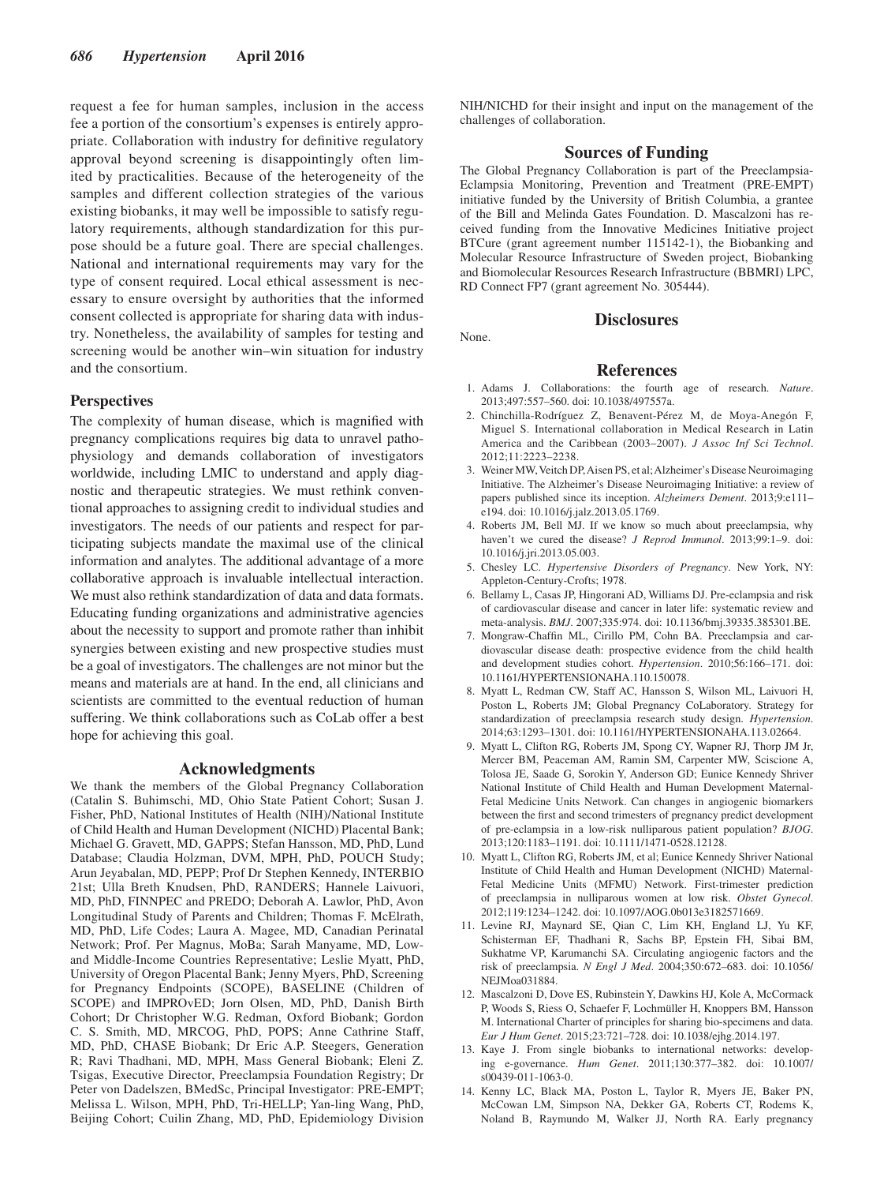request a fee for human samples, inclusion in the access fee a portion of the consortium's expenses is entirely appropriate. Collaboration with industry for definitive regulatory approval beyond screening is disappointingly often limited by practicalities. Because of the heterogeneity of the samples and different collection strategies of the various existing biobanks, it may well be impossible to satisfy regulatory requirements, although standardization for this purpose should be a future goal. There are special challenges. National and international requirements may vary for the type of consent required. Local ethical assessment is necessary to ensure oversight by authorities that the informed consent collected is appropriate for sharing data with industry. Nonetheless, the availability of samples for testing and screening would be another win–win situation for industry and the consortium.

### Perspectives

The complexity of human disease, which is magnified with pregnancy complications requires big data to unravel pathophysiology and demands collaboration of investigators worldwide, including LMIC to understand and apply diagnostic and therapeutic strategies. We must rethink conventional approaches to assigning credit to individual studies and investigators. The needs of our patients and respect for participating subjects mandate the maximal use of the clinical information and analytes. The additional advantage of a more collaborative approach is invaluable intellectual interaction. We must also rethink standardization of data and data formats. Educating funding organizations and administrative agencies about the necessity to support and promote rather than inhibit synergies between existing and new prospective studies must be a goal of investigators. The challenges are not minor but the means and materials are at hand. In the end, all clinicians and scientists are committed to the eventual reduction of human suffering. We think collaborations such as CoLab offer a best hope for achieving this goal.

## Acknowledgments

We thank the members of the Global Pregnancy Collaboration (Catalin S. Buhimschi, MD, Ohio State Patient Cohort; Susan J. Fisher, PhD, National Institutes of Health (NIH)/National Institute of Child Health and Human Development (NICHD) Placental Bank; Michael G. Gravett, MD, GAPPS; Stefan Hansson, MD, PhD, Lund Database; Claudia Holzman, DVM, MPH, PhD, POUCH Study; Arun Jeyabalan, MD, PEPP; Prof Dr Stephen Kennedy, INTERBIO 21st; Ulla Breth Knudsen, PhD, RANDERS; Hannele Laivuori, MD, PhD, FINNPEC and PREDO; Deborah A. Lawlor, PhD, Avon Longitudinal Study of Parents and Children; Thomas F. McElrath, MD, PhD, Life Codes; Laura A. Magee, MD, Canadian Perinatal Network; Prof. Per Magnus, MoBa; Sarah Manyame, MD, Low- and Middle-Income Countries Representative; Leslie Myatt, PhD, University of Oregon Placental Bank; Jenny Myers, PhD, Screening for Pregnancy Endpoints (SCOPE), BASELINE (Children of SCOPE) and IMPROvED; Jorn Olsen, MD, PhD, Danish Birth Cohort; Dr Christopher W.G. Redman, Oxford Biobank; Gordon C. S. Smith, MD, MRCOG, PhD, POPS; Anne Cathrine Staff, MD, PhD, CHASE Biobank; Dr Eric A.P. Steegers, Generation R; Ravi Thadhani, MD, MPH, Mass General Biobank; Eleni Z. Tsigas, Executive Director, Preeclampsia Foundation Registry; Dr Peter von Dadelszen, BMedSc, Principal Investigator: PRE-EMPT; Melissa L. Wilson, MPH, PhD, Tri-HELLP; Yan-ling Wang, PhD, Beijing Cohort; Cuilin Zhang, MD, PhD, Epidemiology Division NIH/NICHD for their insight and input on the management of the challenges of collaboration.

## Sources of Funding

The Global Pregnancy Collaboration is part of the Preeclampsia-Eclampsia Monitoring, Prevention and Treatment (PRE-EMPT) initiative funded by the University of British Columbia, a grantee of the Bill and Melinda Gates Foundation. D. Mascalzoni has received funding from the Innovative Medicines Initiative project BTCure (grant agreement number 115142-1), the Biobanking and Molecular Resource Infrastructure of Sweden project, Biobanking and Biomolecular Resources Research Infrastructure (BBMRI) LPC, RD Connect FP7 (grant agreement No. 305444).

## Disclosures

None.

## References

1. Adams J. Collaborations: the fourth age of research. *Nature*. 2013;497:557–560. doi: 10.1038/497557a.
2. Chinchilla-Rodríguez Z, Benavent-Pérez M, de Moya-Anegón F, Miguel S. International collaboration in Medical Research in Latin America and the Caribbean (2003–2007). *J Assoc Inf Sci Technol*. 2012;11:2223–2238.
3. Weiner MW, Veitch DP, Aisen PS, et al; Alzheimer's Disease Neuroimaging Initiative. The Alzheimer's Disease Neuroimaging Initiative: a review of papers published since its inception. *Alzheimers Dement*. 2013;9:e111–e194. doi: 10.1016/j.jalz.2013.05.1769.
4. Roberts JM, Bell MJ. If we know so much about preeclampsia, why haven't we cured the disease? *J Reprod Immunol*. 2013;99:1–9. doi: 10.1016/j.jri.2013.05.003.
5. Chesley LC. *Hypertensive Disorders of Pregnancy*. New York, NY: Appleton-Century-Crofts; 1978.
6. Bellamy L, Casas JP, Hingorani AD, Williams DJ. Pre-eclampsia and risk of cardiovascular disease and cancer in later life: systematic review and meta-analysis. *BMJ*. 2007;335:974. doi: 10.1136/bmj.39335.385301.BE.
7. Mongraw-Chaffin ML, Cirillo PM, Cohn BA. Preeclampsia and cardiovascular disease death: prospective evidence from the child health and development studies cohort. *Hypertension*. 2010;56:166–171. doi: 10.1161/HYPERTENSIONAHA.110.150078.
8. Myatt L, Redman CW, Staff AC, Hansson S, Wilson ML, Laivuori H, Poston L, Roberts JM; Global Pregnancy CoLaboratory. Strategy for standardization of preeclampsia research study design. *Hypertension*. 2014;63:1293–1301. doi: 10.1161/HYPERTENSIONAHA.113.02664.
9. Myatt L, Clifton RG, Roberts JM, Spong CY, Wapner RJ, Thorp JM Jr, Mercer BM, Peaceman AM, Ramin SM, Carpenter MW, Sciscione A, Tolosa JE, Saade G, Sorokin Y, Anderson GD; Eunice Kennedy Shriver National Institute of Child Health and Human Development Maternal-Fetal Medicine Units Network. Can changes in angiogenic biomarkers between the first and second trimesters of pregnancy predict development of pre-eclampsia in a low-risk nulliparous patient population? *BJOG*. 2013;120:1183–1191. doi: 10.1111/1471-0528.12128.
10. Myatt L, Clifton RG, Roberts JM, et al; Eunice Kennedy Shriver National Institute of Child Health and Human Development (NICHD) Maternal-Fetal Medicine Units (MFMU) Network. First-trimester prediction of preeclampsia in nulliparous women at low risk. *Obstet Gynecol*. 2012;119:1234–1242. doi: 10.1097/AOG.0b013e3182571669.
11. Levine RJ, Maynard SE, Qian C, Lim KH, England LJ, Yu KF, Schisterman EF, Thadhani R, Sachs BP, Epstein FH, Sibai BM, Sukhatme VP, Karumanchi SA. Circulating angiogenic factors and the risk of preeclampsia. *N Engl J Med*. 2004;350:672–683. doi: 10.1056/NEJMoa031884.
12. Mascalzoni D, Dove ES, Rubinstein Y, Dawkins HJ, Kole A, McCormack P, Woods S, Riess O, Schaefer F, Lochmüller H, Knoppers BM, Hansson M. International Charter of principles for sharing bio-specimens and data. *Eur J Hum Genet*. 2015;23:721–728. doi: 10.1038/ejhg.2014.197.
13. Kaye J. From single biobanks to international networks: developing e-governance. *Hum Genet*. 2011;130:377–382. doi: 10.1007/s00439-011-1063-0.
14. Kenny LC, Black MA, Poston L, Taylor R, Myers JE, Baker PN, McCowan LM, Simpson NA, Dekker GA, Roberts CT, Rodems K, Noland B, Raymundo M, Walker JJ, North RA. Early pregnancy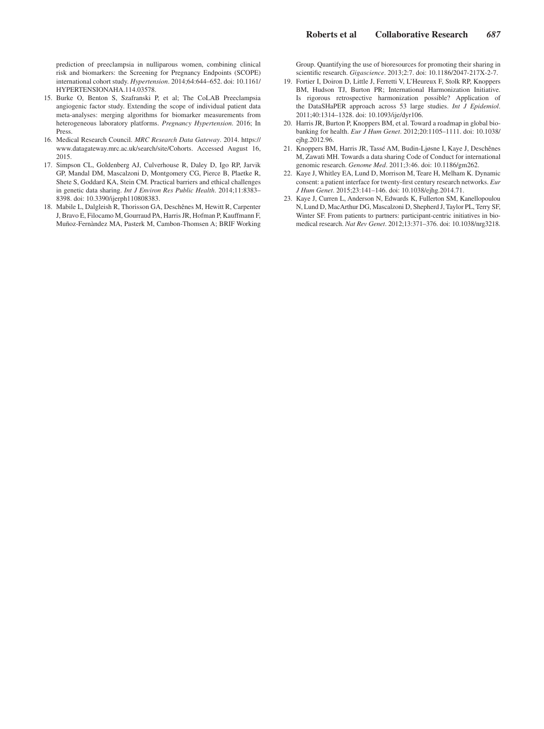prediction of preeclampsia in nulliparous women, combining clinical risk and biomarkers: the Screening for Pregnancy Endpoints (SCOPE) international cohort study. *Hypertension*. 2014;64:644–652. doi: 10.1161/HYPERTENSIONAHA.114.03578.

15. Burke O, Benton S, Szafranski P, et al; The CoLAB Preeclampsia angiogenic factor study. Extending the scope of individual patient data meta-analyses: merging algorithms for biomarker measurements from heterogeneous laboratory platforms. *Pregnancy Hypertension*. 2016; In Press.
16. Medical Research Council. *MRC Research Data Gateway*. 2014. https://www.datagateway.mrc.ac.uk/search/site/Cohorts. Accessed August 16, 2015.
17. Simpson CL, Goldenberg AJ, Culverhouse R, Daley D, Igo RP, Jarvik GP, Mandal DM, Mascalzoni D, Montgomery CG, Pierce B, Plaetke R, Shete S, Goddard KA, Stein CM. Practical barriers and ethical challenges in genetic data sharing. *Int J Environ Res Public Health*. 2014;11:8383–8398. doi: 10.3390/ijerph110808383.
18. Mabile L, Dalgleish R, Thorisson GA, Deschênes M, Hewitt R, Carpenter J, Bravo E, Filocamo M, Gourraud PA, Harris JR, Hofman P, Kauffmann F, Muñoz-Fernàndez MA, Pasterk M, Cambon-Thomsen A; BRIF Working Group. Quantifying the use of bioresources for promoting their sharing in scientific research. *Gigascience*. 2013;2:7. doi: 10.1186/2047-217X-2-7.
19. Fortier I, Doiron D, Little J, Ferretti V, L'Heureux F, Stolk RP, Knoppers BM, Hudson TJ, Burton PR; International Harmonization Initiative. Is rigorous retrospective harmonization possible? Application of the DataSHaPER approach across 53 large studies. *Int J Epidemiol*. 2011;40:1314–1328. doi: 10.1093/ije/dyr106.
20. Harris JR, Burton P, Knoppers BM, et al. Toward a roadmap in global biobanking for health. *Eur J Hum Genet*. 2012;20:1105–1111. doi: 10.1038/ejhg.2012.96.
21. Knoppers BM, Harris JR, Tassé AM, Budin-Ljøsne I, Kaye J, Deschênes M, Zawati MH. Towards a data sharing Code of Conduct for international genomic research. *Genome Med*. 2011;3:46. doi: 10.1186/gm262.
22. Kaye J, Whitley EA, Lund D, Morrison M, Teare H, Melham K. Dynamic consent: a patient interface for twenty-first century research networks. *Eur J Hum Genet*. 2015;23:141–146. doi: 10.1038/ejhg.2014.71.
23. Kaye J, Curren L, Anderson N, Edwards K, Fullerton SM, Kanellopoulou N, Lund D, MacArthur DG, Mascalzoni D, Shepherd J, Taylor PL, Terry SF, Winter SF. From patients to partners: participant-centric initiatives in biomedical research. *Nat Rev Genet*. 2012;13:371–376. doi: 10.1038/nrg3218.